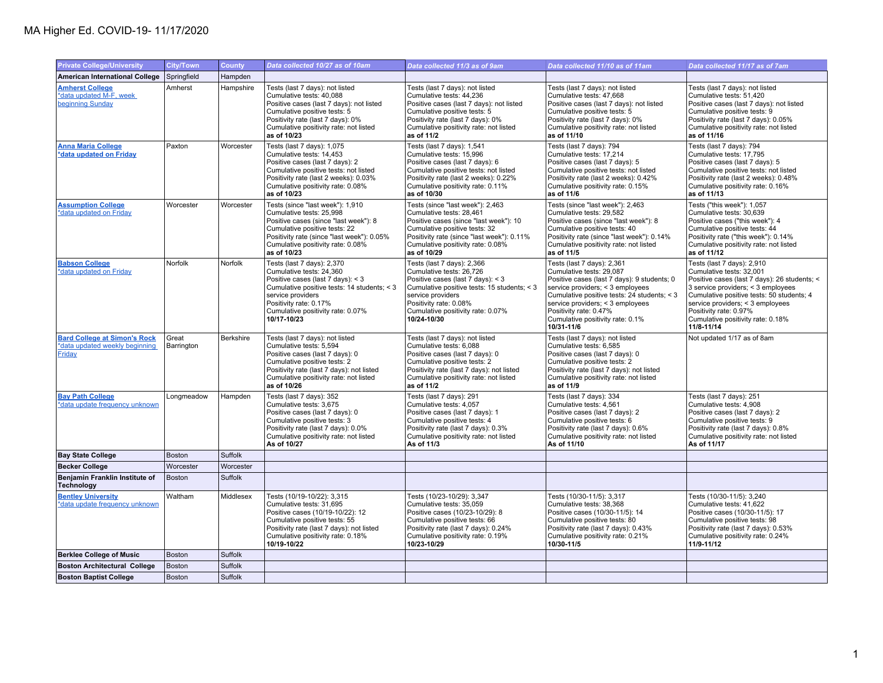# MA Higher Ed. COVID-19- 11/17/2020

| Private College/University | City/Town | County | Data collected 10/27 as of 10am | Data collected 11/3 as of 9am | Data collected 11/10 as of 11am | Data collected 11/17 as of 7am |
|---|---|---|---|---|---|---|
| **American International College** | Springfield | Hampden | | | | |
| **Amherst College** *data updated M-F, week beginning Sunday | Amherst | Hampshire | Tests (last 7 days): not listed<br>Cumulative tests: 40,088<br>Positive cases (last 7 days): not listed<br>Cumulative positive tests: 5<br>Positivity rate (last 7 days): 0%<br>Cumulative positivity rate: not listed<br>**as of 10/23** | Tests (last 7 days): not listed<br>Cumulative tests: 44,236<br>Positive cases (last 7 days): not listed<br>Cumulative positive tests: 5<br>Positivity rate (last 7 days): 0%<br>Cumulative positivity rate: not listed<br>**as of 11/2** | Tests (last 7 days): not listed<br>Cumulative tests: 47,668<br>Positive cases (last 7 days): not listed<br>Cumulative positive tests: 5<br>Positivity rate (last 7 days): 0%<br>Cumulative positivity rate: not listed<br>**as of 11/10** | Tests (last 7 days): not listed<br>Cumulative tests: 51,420<br>Positive cases (last 7 days): not listed<br>Cumulative positive tests: 9<br>Positivity rate (last 7 days): 0.05%<br>Cumulative positivity rate: not listed<br>**as of 11/16** |
| **Anna Maria College** ***data updated on Friday** | Paxton | Worcester | Tests (last 7 days): 1,075<br>Cumulative tests: 14,453<br>Positive cases (last 7 days): 2<br>Cumulative positive tests: not listed<br>Positivity rate (last 2 weeks): 0.03%<br>Cumulative positivity rate: 0.08%<br>**as of 10/23** | Tests (last 7 days): 1,541<br>Cumulative tests: 15,996<br>Positive cases (last 7 days): 6<br>Cumulative positive tests: not listed<br>Positivity rate (last 2 weeks): 0.22%<br>Cumulative positivity rate: 0.11%<br>**as of 10/30** | Tests (last 7 days): 794<br>Cumulative tests: 17,214<br>Positive cases (last 7 days): 5<br>Cumulative positive tests: not listed<br>Positivity rate (last 2 weeks): 0.42%<br>Cumulative positivity rate: 0.15%<br>**as of 11/6** | Tests (last 7 days): 794<br>Cumulative tests: 17,795<br>Positive cases (last 7 days): 5<br>Cumulative positive tests: not listed<br>Positivity rate (last 2 weeks): 0.48%<br>Cumulative positivity rate: 0.16%<br>**as of 11/13** |
| **Assumption College** *data updated on Friday | Worcester | Worcester | Tests (since "last week"): 1,910<br>Cumulative tests: 25,998<br>Positive cases (since "last week"): 8<br>Cumulative positive tests: 22<br>Positivity rate (since "last week"): 0.05%<br>Cumulative positivity rate: 0.08%<br>**as of 10/23** | Tests (since "last week"): 2,463<br>Cumulative tests: 28,461<br>Positive cases (since "last week"): 10<br>Cumulative positive tests: 32<br>Positivity rate (since "last week"): 0.11%<br>Cumulative positivity rate: 0.08%<br>**as of 10/29** | Tests (since "last week"): 2,463<br>Cumulative tests: 29,582<br>Positive cases (since "last week"): 8<br>Cumulative positive tests: 40<br>Positivity rate (since "last week"): 0.14%<br>Cumulative positivity rate: not listed<br>**as of 11/5** | Tests ("this week"): 1,057<br>Cumulative tests: 30,639<br>Positive cases ("this week"): 4<br>Cumulative positive tests: 44<br>Positivity rate ("this week"): 0.14%<br>Cumulative positivity rate: not listed<br>**as of 11/12** |
| **Babson College** *data updated on Friday | Norfolk | Norfolk | Tests (last 7 days): 2,370<br>Cumulative tests: 24,360<br>Positive cases (last 7 days): < 3<br>Cumulative positive tests: 14 students; < 3 service providers<br>Positivity rate: 0.17%<br>Cumulative positivity rate: 0.07%<br>**10/17-10/23** | Tests (last 7 days): 2,366<br>Cumulative tests: 26,726<br>Positive cases (last 7 days): < 3<br>Cumulative positive tests: 15 students; < 3 service providers<br>Positivity rate: 0.08%<br>Cumulative positivity rate: 0.07%<br>**10/24-10/30** | Tests (last 7 days): 2,361<br>Cumulative tests: 29,087<br>Positive cases (last 7 days): 9 students; 0 service providers; < 3 employees<br>Cumulative positive tests: 24 students; < 3 service providers; < 3 employees<br>Positivity rate: 0.47%<br>Cumulative positivity rate: 0.1%<br>**10/31-11/6** | Tests (last 7 days): 2,910<br>Cumulative tests: 32,001<br>Positive cases (last 7 days): 26 students; < 3 service providers; < 3 employees<br>Cumulative positive tests: 50 students; 4 service providers; < 3 employees<br>Positivity rate: 0.97%<br>Cumulative positivity rate: 0.18%<br>**11/8-11/14** |
| **Bard College at Simon's Rock** *data updated weekly beginning Friday | Great Barrington | Berkshire | Tests (last 7 days): not listed<br>Cumulative tests: 5,594<br>Positive cases (last 7 days): 0<br>Cumulative positive tests: 2<br>Positivity rate (last 7 days): not listed<br>Cumulative positivity rate: not listed<br>**as of 10/26** | Tests (last 7 days): not listed<br>Cumulative tests: 6,088<br>Positive cases (last 7 days): 0<br>Cumulative positive tests: 2<br>Positivity rate (last 7 days): not listed<br>Cumulative positivity rate: not listed<br>**as of 11/2** | Tests (last 7 days): not listed<br>Cumulative tests: 6,585<br>Positive cases (last 7 days): 0<br>Cumulative positive tests: 2<br>Positivity rate (last 7 days): not listed<br>Cumulative positivity rate: not listed<br>**as of 11/9** | Not updated 1/17 as of 8am |
| **Bay Path College** *data update frequency unknown | Longmeadow | Hampden | Tests (last 7 days): 352<br>Cumulative tests: 3,675<br>Positive cases (last 7 days): 0<br>Cumulative positive tests: 3<br>Positivity rate (last 7 days): 0.0%<br>Cumulative positivity rate: not listed<br>**As of 10/27** | Tests (last 7 days): 291<br>Cumulative tests: 4,057<br>Positive cases (last 7 days): 1<br>Cumulative positive tests: 4<br>Positivity rate (last 7 days): 0.3%<br>Cumulative positivity rate: not listed<br>**As of 11/3** | Tests (last 7 days): 334<br>Cumulative tests: 4,561<br>Positive cases (last 7 days): 2<br>Cumulative positive tests: 6<br>Positivity rate (last 7 days): 0.6%<br>Cumulative positivity rate: not listed<br>**As of 11/10** | Tests (last 7 days): 251<br>Cumulative tests: 4,908<br>Positive cases (last 7 days): 2<br>Cumulative positive tests: 9<br>Positivity rate (last 7 days): 0.8%<br>Cumulative positivity rate: not listed<br>**As of 11/17** |
| **Bay State College** | Boston | Suffolk | | | | |
| **Becker College** | Worcester | Worcester | | | | |
| **Benjamin Franklin Institute of Technology** | Boston | Suffolk | | | | |
| **Bentley University** *data update frequency unknown | Waltham | Middlesex | Tests (10/19-10/22): 3,315<br>Cumulative tests: 31,695<br>Positive cases (10/19-10/22): 12<br>Cumulative positive tests: 55<br>Positivity rate (last 7 days): not listed<br>Cumulative positivity rate: 0.18%<br>**10/19-10/22** | Tests (10/23-10/29): 3,347<br>Cumulative tests: 35,059<br>Positive cases (10/23-10/29): 8<br>Cumulative positive tests: 66<br>Positivity rate (last 7 days): 0.24%<br>Cumulative positivity rate: 0.19%<br>**10/23-10/29** | Tests (10/30-11/5): 3,317<br>Cumulative tests: 38,368<br>Positive cases (10/30-11/5): 14<br>Cumulative positive tests: 80<br>Positivity rate (last 7 days): 0.43%<br>Cumulative positivity rate: 0.21%<br>**10/30-11/5** | Tests (10/30-11/5): 3,240<br>Cumulative tests: 41,622<br>Positive cases (10/30-11/5): 17<br>Cumulative positive tests: 98<br>Positivity rate (last 7 days): 0.53%<br>Cumulative positivity rate: 0.24%<br>**11/9-11/12** |
| **Berklee College of Music** | Boston | Suffolk | | | | |
| **Boston Architectural College** | Boston | Suffolk | | | | |
| **Boston Baptist College** | Boston | Suffolk | | | | |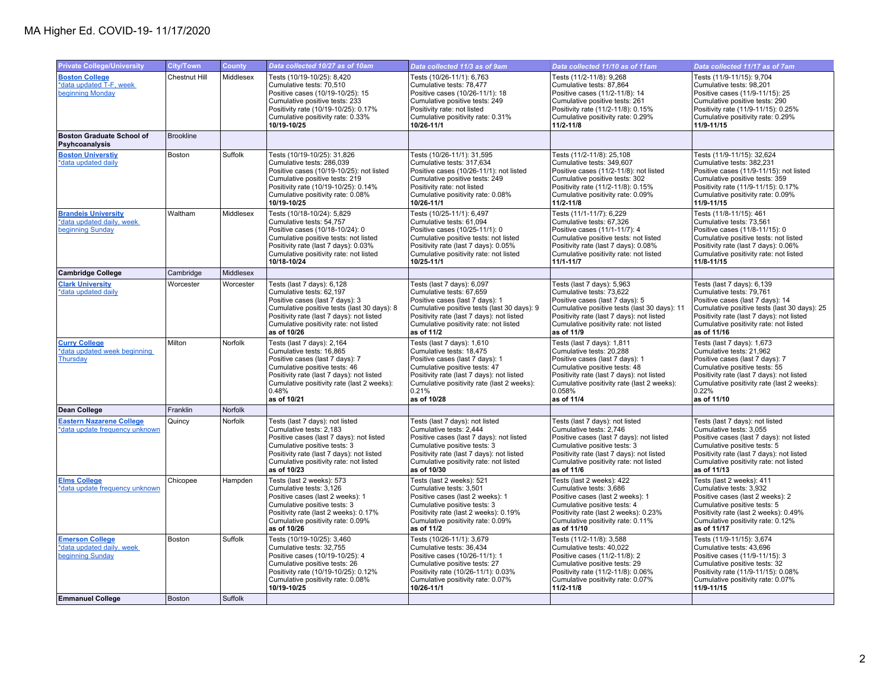# MA Higher Ed. COVID-19- 11/17/2020

| Private College/University | City/Town | County | Data collected 10/27 as of 10am | Data collected 11/3 as of 9am | Data collected 11/10 as of 11am | Data collected 11/17 as of 7am |
|---|---|---|---|---|---|---|
| **Boston College** *data updated T-F, week beginning Monday | Chestnut Hill | Middlesex | Tests (10/19-10/25): 8,420<br>Cumulative tests: 70,510<br>Positive cases (10/19-10/25): 15<br>Cumulative positive tests: 233<br>Positivity rate (10/19-10/25): 0.17%<br>Cumulative positivity rate: 0.33%<br>**10/19-10/25** | Tests (10/26-11/1): 6,763<br>Cumulative tests: 78,477<br>Positive cases (10/26-11/1): 18<br>Cumulative positive tests: 249<br>Positivity rate: not listed<br>Cumulative positivity rate: 0.31%<br>**10/26-11/1** | Tests (11/2-11/8): 9,268<br>Cumulative tests: 87,864<br>Positive cases (11/2-11/8): 14<br>Cumulative positive tests: 261<br>Positivity rate (11/2-11/8): 0.15%<br>Cumulative positivity rate: 0.29%<br>**11/2-11/8** | Tests (11/9-11/15): 9,704<br>Cumulative tests: 98,201<br>Positive cases (11/9-11/15): 25<br>Cumulative positive tests: 290<br>Positivity rate (11/9-11/15): 0.25%<br>Cumulative positivity rate: 0.29%<br>**11/9-11/15** |
| **Boston Graduate School of Psyhcoanalysis** | Brookline | | | | | |
| **Boston Universtiy** *data updated daily | Boston | Suffolk | Tests (10/19-10/25): 31,826<br>Cumulative tests: 286,039<br>Positive cases (10/19-10/25): not listed<br>Cumulative positive tests: 219<br>Positivity rate (10/19-10/25): 0.14%<br>Cumulative positivity rate: 0.08%<br>**10/19-10/25** | Tests (10/26-11/1): 31,595<br>Cumulative tests: 317,634<br>Positive cases (10/26-11/1): not listed<br>Cumulative positive tests: 249<br>Positivity rate: not listed<br>Cumulative positivity rate: 0.08%<br>**10/26-11/1** | Tests (11/2-11/8): 25,108<br>Cumulative tests: 349,607<br>Positive cases (11/2-11/8): not listed<br>Cumulative positive tests: 302<br>Positivity rate (11/2-11/8): 0.15%<br>Cumulative positivity rate: 0.09%<br>**11/2-11/8** | Tests (11/9-11/15): 32,624<br>Cumulative tests: 382,231<br>Positive cases (11/9-11/15): not listed<br>Cumulative positive tests: 359<br>Positivity rate (11/9-11/15): 0.17%<br>Cumulative positivity rate: 0.09%<br>**11/9-11/15** |
| **Brandeis University** *data updated daily, week beginning Sunday | Waltham | Middlesex | Tests (10/18-10/24): 5,829<br>Cumulative tests: 54,757<br>Positive cases (10/18-10/24): 0<br>Cumulative positive tests: not listed<br>Positivity rate (last 7 days): 0.03%<br>Cumulative positivity rate: not listed<br>**10/18-10/24** | Tests (10/25-11/1): 6,497<br>Cumulative tests: 61,094<br>Positive cases (10/25-11/1): 0<br>Cumulative positive tests: not listed<br>Positivity rate (last 7 days): 0.05%<br>Cumulative positivity rate: not listed<br>**10/25-11/1** | Tests (11/1-11/7): 6,229<br>Cumulative tests: 67,326<br>Positive cases (11/1-11/7): 4<br>Cumulative positive tests: not listed<br>Positivity rate (last 7 days): 0.08%<br>Cumulative positivity rate: not listed<br>**11/1-11/7** | Tests (11/8-11/15): 461<br>Cumulative tests: 73,561<br>Positive cases (11/8-11/15): 0<br>Cumulative positive tests: not listed<br>Positivity rate (last 7 days): 0.06%<br>Cumulative positivity rate: not listed<br>**11/8-11/15** |
| **Cambridge College** | Cambridge | Middlesex | | | | |
| **Clark University** *data updated daily | Worcester | Worcester | Tests (last 7 days): 6,128<br>Cumulative tests: 62,197<br>Positive cases (last 7 days): 3<br>Cumulative positive tests (last 30 days): 8<br>Positivity rate (last 7 days): not listed<br>Cumulative positivity rate: not listed<br>**as of 10/26** | Tests (last 7 days): 6,097<br>Cumulative tests: 67,659<br>Positive cases (last 7 days): 1<br>Cumulative positive tests (last 30 days): 9<br>Positivity rate (last 7 days): not listed<br>Cumulative positivity rate: not listed<br>**as of 11/2** | Tests (last 7 days): 5,963<br>Cumulative tests: 73,622<br>Positive cases (last 7 days): 5<br>Cumulative positive tests (last 30 days): 11<br>Positivity rate (last 7 days): not listed<br>Cumulative positivity rate: not listed<br>**as of 11/9** | Tests (last 7 days): 6,139<br>Cumulative tests: 79,761<br>Positive cases (last 7 days): 14<br>Cumulative positive tests (last 30 days): 25<br>Positivity rate (last 7 days): not listed<br>Cumulative positivity rate: not listed<br>**as of 11/16** |
| **Curry College** *data updated week beginning Thursday | Milton | Norfolk | Tests (last 7 days): 2,164<br>Cumulative tests: 16,865<br>Positive cases (last 7 days): 7<br>Cumulative positive tests: 46<br>Positivity rate (last 7 days): not listed<br>Cumulative positivity rate (last 2 weeks): 0.48%<br>**as of 10/21** | Tests (last 7 days): 1,610<br>Cumulative tests: 18,475<br>Positive cases (last 7 days): 1<br>Cumulative positive tests: 47<br>Positivity rate (last 7 days): not listed<br>Cumulative positivity rate (last 2 weeks): 0.21%<br>**as of 10/28** | Tests (last 7 days): 1,811<br>Cumulative tests: 20,288<br>Positive cases (last 7 days): 1<br>Cumulative positive tests: 48<br>Positivity rate (last 7 days): not listed<br>Cumulative positivity rate (last 2 weeks): 0.058%<br>**as of 11/4** | Tests (last 7 days): 1,673<br>Cumulative tests: 21,962<br>Positive cases (last 7 days): 7<br>Cumulative positive tests: 55<br>Positivity rate (last 7 days): not listed<br>Cumulative positivity rate (last 2 weeks): 0.22%<br>**as of 11/10** |
| **Dean College** | Franklin | Norfolk | | | | |
| **Eastern Nazarene College** *data update frequency unknown | Quincy | Norfolk | Tests (last 7 days): not listed<br>Cumulative tests: 2,183<br>Positive cases (last 7 days): not listed<br>Cumulative positive tests: 3<br>Positivity rate (last 7 days): not listed<br>Cumulative positivity rate: not listed<br>**as of 10/23** | Tests (last 7 days): not listed<br>Cumulative tests: 2,444<br>Positive cases (last 7 days): not listed<br>Cumulative positive tests: 3<br>Positivity rate (last 7 days): not listed<br>Cumulative positivity rate: not listed<br>**as of 10/30** | Tests (last 7 days): not listed<br>Cumulative tests: 2,746<br>Positive cases (last 7 days): not listed<br>Cumulative positive tests: 3<br>Positivity rate (last 7 days): not listed<br>Cumulative positivity rate: not listed<br>**as of 11/6** | Tests (last 7 days): not listed<br>Cumulative tests: 3,055<br>Positive cases (last 7 days): not listed<br>Cumulative positive tests: 5<br>Positivity rate (last 7 days): not listed<br>Cumulative positivity rate: not listed<br>**as of 11/13** |
| **Elms College** *data update frequency unknown | Chicopee | Hampden | Tests (last 2 weeks): 573<br>Cumulative tests: 3,126<br>Positive cases (last 2 weeks): 1<br>Cumulative positive tests: 3<br>Positivity rate (last 2 weeks): 0.17%<br>Cumulative positivity rate: 0.09%<br>**as of 10/26** | Tests (last 2 weeks): 521<br>Cumulative tests: 3,501<br>Positive cases (last 2 weeks): 1<br>Cumulative positive tests: 3<br>Positivity rate (last 2 weeks): 0.19%<br>Cumulative positivity rate: 0.09%<br>**as of 11/2** | Tests (last 2 weeks): 422<br>Cumulative tests: 3,686<br>Positive cases (last 2 weeks): 1<br>Cumulative positive tests: 4<br>Positivity rate (last 2 weeks): 0.23%<br>Cumulative positivity rate: 0.11%<br>**as of 11/10** | Tests (last 2 weeks): 411<br>Cumulative tests: 3,932<br>Positive cases (last 2 weeks): 2<br>Cumulative positive tests: 5<br>Positivity rate (last 2 weeks): 0.49%<br>Cumulative positivity rate: 0.12%<br>**as of 11/17** |
| **Emerson College** *data updated daily, week beginning Sunday | Boston | Suffolk | Tests (10/19-10/25): 3,460<br>Cumulative tests: 32,755<br>Positive cases (10/19-10/25): 4<br>Cumulative positive tests: 26<br>Positivity rate (10/19-10/25): 0.12%<br>Cumulative positivity rate: 0.08%<br>**10/19-10/25** | Tests (10/26-11/1): 3,679<br>Cumulative tests: 36,434<br>Positive cases (10/26-11/1): 1<br>Cumulative positive tests: 27<br>Positivity rate (10/26-11/1): 0.03%<br>Cumulative positivity rate: 0.07%<br>**10/26-11/1** | Tests (11/2-11/8): 3,588<br>Cumulative tests: 40,022<br>Positive cases (11/2-11/8): 2<br>Cumulative positive tests: 29<br>Positivity rate (11/2-11/8): 0.06%<br>Cumulative positivity rate: 0.07%<br>**11/2-11/8** | Tests (11/9-11/15): 3,674<br>Cumulative tests: 43,696<br>Positive cases (11/9-11/15): 3<br>Cumulative positive tests: 32<br>Positivity rate (11/9-11/15): 0.08%<br>Cumulative positivity rate: 0.07%<br>**11/9-11/15** |
| **Emmanuel College** | Boston | Suffolk | | | | |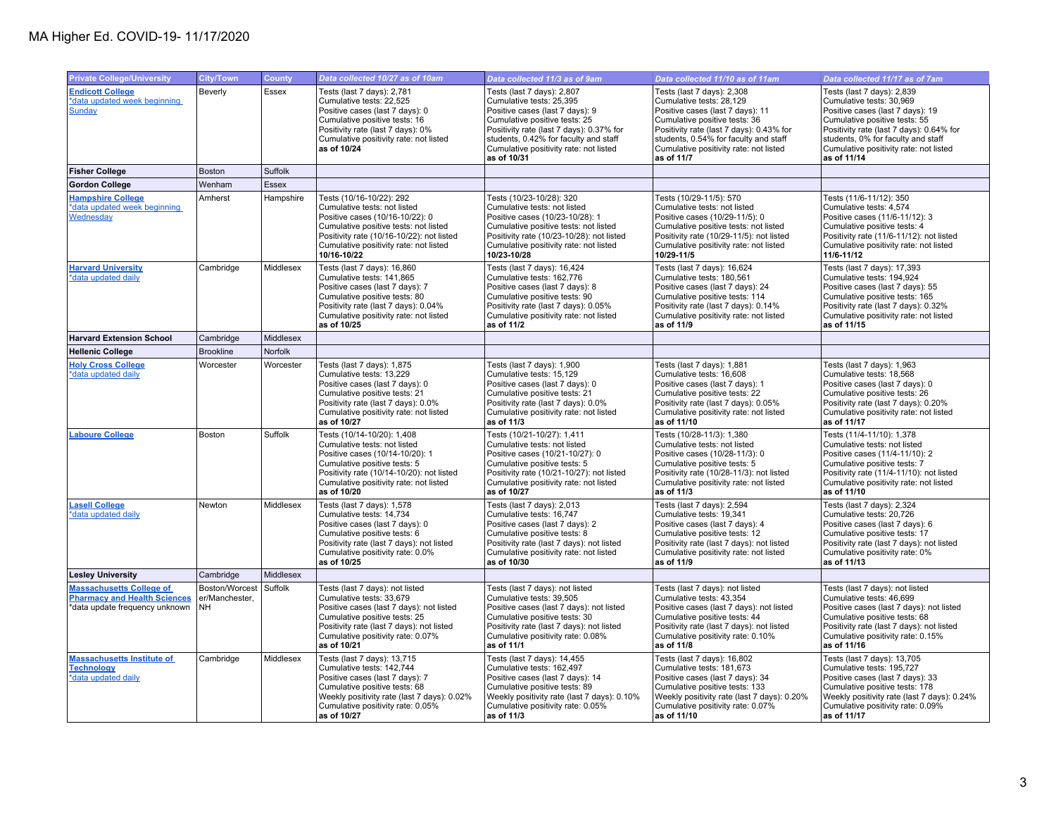# MA Higher Ed. COVID-19- 11/17/2020

| Private College/University | City/Town | County | Data collected 10/27 as of 10am | Data collected 11/3 as of 9am | Data collected 11/10 as of 11am | Data collected 11/17 as of 7am |
|---|---|---|---|---|---|---|
| **Endicott College** *data updated week beginning Sunday | Beverly | Essex | Tests (last 7 days): 2,781<br>Cumulative tests: 22,525<br>Positive cases (last 7 days): 0<br>Cumulative positive tests: 16<br>Positivity rate (last 7 days): 0%<br>Cumulative positivity rate: not listed<br>**as of 10/24** | Tests (last 7 days): 2,807<br>Cumulative tests: 25,395<br>Positive cases (last 7 days): 9<br>Cumulative positive tests: 25<br>Positivity rate (last 7 days): 0.37% for students, 0.42% for faculty and staff<br>Cumulative positivity rate: not listed<br>**as of 10/31** | Tests (last 7 days): 2,308<br>Cumulative tests: 28,129<br>Positive cases (last 7 days): 11<br>Cumulative positive tests: 36<br>Positivity rate (last 7 days): 0.43% for students, 0.54% for faculty and staff<br>Cumulative positivity rate: not listed<br>**as of 11/7** | Tests (last 7 days): 2,839<br>Cumulative tests: 30,969<br>Positive cases (last 7 days): 19<br>Cumulative positive tests: 55<br>Positivity rate (last 7 days): 0.64% for students, 0% for faculty and staff<br>Cumulative positivity rate: not listed<br>**as of 11/14** |
| **Fisher College** | Boston | Suffolk | | | | |
| **Gordon College** | Wenham | Essex | | | | |
| **Hampshire College** *data updated week beginning Wednesday | Amherst | Hampshire | Tests (10/16-10/22): 292<br>Cumulative tests: not listed<br>Positive cases (10/16-10/22): 0<br>Cumulative positive tests: not listed<br>Positivity rate (10/16-10/22): not listed<br>Cumulative positivity rate: not listed<br>**10/16-10/22** | Tests (10/23-10/28): 320<br>Cumulative tests: not listed<br>Positive cases (10/23-10/28): 1<br>Cumulative positive tests: not listed<br>Positivity rate (10/23-10/28): not listed<br>Cumulative positivity rate: not listed<br>**10/23-10/28** | Tests (10/29-11/5): 570<br>Cumulative tests: not listed<br>Positive cases (10/29-11/5): 0<br>Cumulative positive tests: not listed<br>Positivity rate (10/29-11/5): not listed<br>Cumulative positivity rate: not listed<br>**10/29-11/5** | Tests (11/6-11/12): 350<br>Cumulative tests: 4,574<br>Positive cases (11/6-11/12): 3<br>Cumulative positive tests: 4<br>Positivity rate (11/6-11/12): not listed<br>Cumulative positivity rate: not listed<br>**11/6-11/12** |
| **Harvard University** *data updated daily | Cambridge | Middlesex | Tests (last 7 days): 16,860<br>Cumulative tests: 141,865<br>Positive cases (last 7 days): 7<br>Cumulative positive tests: 80<br>Positivity rate (last 7 days): 0.04%<br>Cumulative positivity rate: not listed<br>**as of 10/25** | Tests (last 7 days): 16,424<br>Cumulative tests: 162,776<br>Positive cases (last 7 days): 8<br>Cumulative positive tests: 90<br>Positivity rate (last 7 days): 0.05%<br>Cumulative positivity rate: not listed<br>**as of 11/2** | Tests (last 7 days): 16,624<br>Cumulative tests: 180,561<br>Positive cases (last 7 days): 24<br>Cumulative positive tests: 114<br>Positivity rate (last 7 days): 0.14%<br>Cumulative positivity rate: not listed<br>**as of 11/9** | Tests (last 7 days): 17,393<br>Cumulative tests: 194,924<br>Positive cases (last 7 days): 55<br>Cumulative positive tests: 165<br>Positivity rate (last 7 days): 0.32%<br>Cumulative positivity rate: not listed<br>**as of 11/15** |
| **Harvard Extension School** | Cambridge | Middlesex | | | | |
| **Hellenic College** | Brookline | Norfolk | | | | |
| **Holy Cross College** *data updated daily | Worcester | Worcester | Tests (last 7 days): 1,875<br>Cumulative tests: 13,229<br>Positive cases (last 7 days): 0<br>Cumulative positive tests: 21<br>Positivity rate (last 7 days): 0.0%<br>Cumulative positivity rate: not listed<br>**as of 10/27** | Tests (last 7 days): 1,900<br>Cumulative tests: 15,129<br>Positive cases (last 7 days): 0<br>Cumulative positive tests: 21<br>Positivity rate (last 7 days): 0.0%<br>Cumulative positivity rate: not listed<br>**as of 11/3** | Tests (last 7 days): 1,881<br>Cumulative tests: 16,608<br>Positive cases (last 7 days): 1<br>Cumulative positive tests: 22<br>Positivity rate (last 7 days): 0.05%<br>Cumulative positivity rate: not listed<br>**as of 11/10** | Tests (last 7 days): 1,963<br>Cumulative tests: 18,568<br>Positive cases (last 7 days): 0<br>Cumulative positive tests: 26<br>Positivity rate (last 7 days): 0.20%<br>Cumulative positivity rate: not listed<br>**as of 11/17** |
| **Laboure College** | Boston | Suffolk | Tests (10/14-10/20): 1,408<br>Cumulative tests: not listed<br>Positive cases (10/14-10/20): 1<br>Cumulative positive tests: 5<br>Positivity rate (10/14-10/20): not listed<br>Cumulative positivity rate: not listed<br>**as of 10/20** | Tests (10/21-10/27): 1,411<br>Cumulative tests: not listed<br>Positive cases (10/21-10/27): 0<br>Cumulative positive tests: 5<br>Positivity rate (10/21-10/27): not listed<br>Cumulative positivity rate: not listed<br>**as of 10/27** | Tests (10/28-11/3): 1,380<br>Cumulative tests: not listed<br>Positive cases (10/28-11/3): 0<br>Cumulative positive tests: 5<br>Positivity rate (10/28-11/3): not listed<br>Cumulative positivity rate: not listed<br>**as of 11/3** | Tests (11/4-11/10): 1,378<br>Cumulative tests: not listed<br>Positive cases (11/4-11/10): 2<br>Cumulative positive tests: 7<br>Positivity rate (11/4-11/10): not listed<br>Cumulative positivity rate: not listed<br>**as of 11/10** |
| **Lasell College** *data updated daily | Newton | Middlesex | Tests (last 7 days): 1,578<br>Cumulative tests: 14,734<br>Positive cases (last 7 days): 0<br>Cumulative positive tests: 6<br>Positivity rate (last 7 days): not listed<br>Cumulative positivity rate: 0.0%<br>**as of 10/25** | Tests (last 7 days): 2,013<br>Cumulative tests: 16,747<br>Positive cases (last 7 days): 2<br>Cumulative positive tests: 8<br>Positivity rate (last 7 days): not listed<br>Cumulative positivity rate: not listed<br>**as of 10/30** | Tests (last 7 days): 2,594<br>Cumulative tests: 19,341<br>Positive cases (last 7 days): 4<br>Cumulative positive tests: 12<br>Positivity rate (last 7 days): not listed<br>Cumulative positivity rate: not listed<br>**as of 11/9** | Tests (last 7 days): 2,324<br>Cumulative tests: 20,726<br>Positive cases (last 7 days): 6<br>Cumulative positive tests: 17<br>Positivity rate (last 7 days): not listed<br>Cumulative positivity rate: 0%<br>**as of 11/13** |
| **Lesley University** | Cambridge | Middlesex | | | | |
| **Massachusetts College of Pharmacy and Health Sciences** *data update frequency unknown | Boston/Worcester/Manchester, NH | Suffolk | Tests (last 7 days): not listed<br>Cumulative tests: 33,679<br>Positive cases (last 7 days): not listed<br>Cumulative positive tests: 25<br>Positivity rate (last 7 days): not listed<br>Cumulative positivity rate: 0.07%<br>**as of 10/21** | Tests (last 7 days): not listed<br>Cumulative tests: 39,505<br>Positive cases (last 7 days): not listed<br>Cumulative positive tests: 30<br>Positivity rate (last 7 days): not listed<br>Cumulative positivity rate: 0.08%<br>**as of 11/1** | Tests (last 7 days): not listed<br>Cumulative tests: 43,354<br>Positive cases (last 7 days): not listed<br>Cumulative positive tests: 44<br>Positivity rate (last 7 days): not listed<br>Cumulative positivity rate: 0.10%<br>**as of 11/8** | Tests (last 7 days): not listed<br>Cumulative tests: 46,699<br>Positive cases (last 7 days): not listed<br>Cumulative positive tests: 68<br>Positivity rate (last 7 days): not listed<br>Cumulative positivity rate: 0.15%<br>**as of 11/16** |
| **Massachusetts Institute of Technology** *data updated daily | Cambridge | Middlesex | Tests (last 7 days): 13,715<br>Cumulative tests: 142,744<br>Positive cases (last 7 days): 7<br>Cumulative positive tests: 68<br>Weekly positivity rate (last 7 days): 0.02%<br>Cumulative positivity rate: 0.05%<br>**as of 10/27** | Tests (last 7 days): 14,455<br>Cumulative tests: 162,497<br>Positive cases (last 7 days): 14<br>Cumulative positive tests: 89<br>Weekly positivity rate (last 7 days): 0.10%<br>Cumulative positivity rate: 0.05%<br>**as of 11/3** | Tests (last 7 days): 16,802<br>Cumulative tests: 181,673<br>Positive cases (last 7 days): 34<br>Cumulative positive tests: 133<br>Weekly positivity rate (last 7 days): 0.20%<br>Cumulative positivity rate: 0.07%<br>**as of 11/10** | Tests (last 7 days): 13,705<br>Cumulative tests: 195,727<br>Positive cases (last 7 days): 33<br>Cumulative positive tests: 178<br>Weekly positivity rate (last 7 days): 0.24%<br>Cumulative positivity rate: 0.09%<br>**as of 11/17** |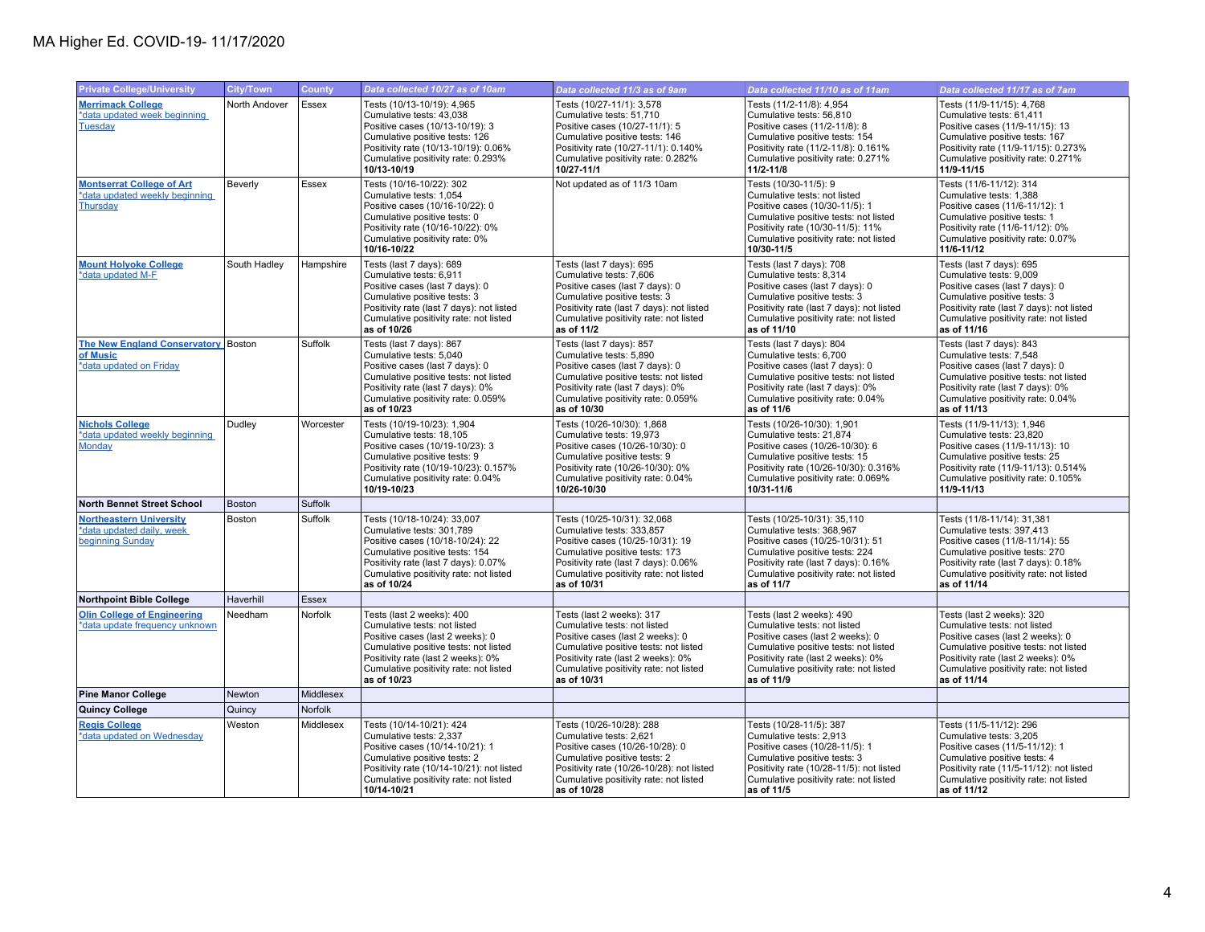# MA Higher Ed. COVID-19- 11/17/2020

| Private College/University | City/Town | County | Data collected 10/27 as of 10am | Data collected 11/3 as of 9am | Data collected 11/10 as of 11am | Data collected 11/17 as of 7am |
|---|---|---|---|---|---|---|
| **Merrimack College**<br>*data updated week beginning Tuesday | North Andover | Essex | Tests (10/13-10/19): 4,965<br>Cumulative tests: 43,038<br>Positive cases (10/13-10/19): 3<br>Cumulative positive tests: 126<br>Positivity rate (10/13-10/19): 0.06%<br>Cumulative positivity rate: 0.293%<br>**10/13-10/19** | Tests (10/27-11/1): 3,578<br>Cumulative tests: 51,710<br>Positive cases (10/27-11/1): 5<br>Cumulative positive tests: 146<br>Positivity rate (10/27-11/1): 0.140%<br>Cumulative positivity rate: 0.282%<br>**10/27-11/1** | Tests (11/2-11/8): 4,954<br>Cumulative tests: 56,810<br>Positive cases (11/2-11/8): 8<br>Cumulative positive tests: 154<br>Positivity rate (11/2-11/8): 0.161%<br>Cumulative positivity rate: 0.271%<br>**11/2-11/8** | Tests (11/9-11/15): 4,768<br>Cumulative tests: 61,411<br>Positive cases (11/9-11/15): 13<br>Cumulative positive tests: 167<br>Positivity rate (11/9-11/15): 0.273%<br>Cumulative positivity rate: 0.271%<br>**11/9-11/15** |
| **Montserrat College of Art**<br>*data updated weekly beginning Thursday | Beverly | Essex | Tests (10/16-10/22): 302<br>Cumulative tests: 1,054<br>Positive cases (10/16-10/22): 0<br>Cumulative positive tests: 0<br>Positivity rate (10/16-10/22): 0%<br>Cumulative positivity rate: 0%<br>**10/16-10/22** | Not updated as of 11/3 10am | Tests (10/30-11/5): 9<br>Cumulative tests: not listed<br>Positive cases (10/30-11/5): 1<br>Cumulative positive tests: not listed<br>Positivity rate (10/30-11/5): 11%<br>Cumulative positivity rate: not listed<br>**10/30-11/5** | Tests (11/6-11/12): 314<br>Cumulative tests: 1,388<br>Positive cases (11/6-11/12): 1<br>Cumulative positive tests: 1<br>Positivity rate (11/6-11/12): 0%<br>Cumulative positivity rate: 0.07%<br>**11/6-11/12** |
| **Mount Holyoke College**<br>*data updated M-F | South Hadley | Hampshire | Tests (last 7 days): 689<br>Cumulative tests: 6,911<br>Positive cases (last 7 days): 0<br>Cumulative positive tests: 3<br>Positivity rate (last 7 days): not listed<br>Cumulative positivity rate: not listed<br>**as of 10/26** | Tests (last 7 days): 695<br>Cumulative tests: 7,606<br>Positive cases (last 7 days): 0<br>Cumulative positive tests: 3<br>Positivity rate (last 7 days): not listed<br>Cumulative positivity rate: not listed<br>**as of 11/2** | Tests (last 7 days): 708<br>Cumulative tests: 8,314<br>Positive cases (last 7 days): 0<br>Cumulative positive tests: 3<br>Positivity rate (last 7 days): not listed<br>Cumulative positivity rate: not listed<br>**as of 11/10** | Tests (last 7 days): 695<br>Cumulative tests: 9,009<br>Positive cases (last 7 days): 0<br>Cumulative positive tests: 3<br>Positivity rate (last 7 days): not listed<br>Cumulative positivity rate: not listed<br>**as of 11/16** |
| **The New England Conservatory of Music**<br>*data updated on Friday | Boston | Suffolk | Tests (last 7 days): 867<br>Cumulative tests: 5,040<br>Positive cases (last 7 days): 0<br>Cumulative positive tests: not listed<br>Positivity rate (last 7 days): 0%<br>Cumulative positivity rate: 0.059%<br>**as of 10/23** | Tests (last 7 days): 857<br>Cumulative tests: 5,890<br>Positive cases (last 7 days): 0<br>Cumulative positive tests: not listed<br>Positivity rate (last 7 days): 0%<br>Cumulative positivity rate: 0.059%<br>**as of 10/30** | Tests (last 7 days): 804<br>Cumulative tests: 6,700<br>Positive cases (last 7 days): 0<br>Cumulative positive tests: not listed<br>Positivity rate (last 7 days): 0%<br>Cumulative positivity rate: 0.04%<br>**as of 11/6** | Tests (last 7 days): 843<br>Cumulative tests: 7,548<br>Positive cases (last 7 days): 0<br>Cumulative positive tests: not listed<br>Positivity rate (last 7 days): 0%<br>Cumulative positivity rate: 0.04%<br>**as of 11/13** |
| **Nichols College**<br>*data updated weekly beginning Monday | Dudley | Worcester | Tests (10/19-10/23): 1,904<br>Cumulative tests: 18,105<br>Positive cases (10/19-10/23): 3<br>Cumulative positive tests: 9<br>Positivity rate (10/19-10/23): 0.157%<br>Cumulative positivity rate: 0.04%<br>**10/19-10/23** | Tests (10/26-10/30): 1,868<br>Cumulative tests: 19,973<br>Positive cases (10/26-10/30): 0<br>Cumulative positive tests: 9<br>Positivity rate (10/26-10/30): 0%<br>Cumulative positivity rate: 0.04%<br>**10/26-10/30** | Tests (10/26-10/30): 1,901<br>Cumulative tests: 21,874<br>Positive cases (10/26-10/30): 6<br>Cumulative positive tests: 15<br>Positivity rate (10/26-10/30): 0.316%<br>Cumulative positivity rate: 0.069%<br>**10/31-11/6** | Tests (11/9-11/13): 1,946<br>Cumulative tests: 23,820<br>Positive cases (11/9-11/13): 10<br>Cumulative positive tests: 25<br>Positivity rate (11/9-11/13): 0.514%<br>Cumulative positivity rate: 0.105%<br>**11/9-11/13** |
| **North Bennet Street School** | Boston | Suffolk | | | | |
| **Northeastern University**<br>*data updated daily, week beginning Sunday | Boston | Suffolk | Tests (10/18-10/24): 33,007<br>Cumulative tests: 301,789<br>Positive cases (10/18-10/24): 22<br>Cumulative positive tests: 154<br>Positivity rate (last 7 days): 0.07%<br>Cumulative positivity rate: not listed<br>**as of 10/24** | Tests (10/25-10/31): 32,068<br>Cumulative tests: 333,857<br>Positive cases (10/25-10/31): 19<br>Cumulative positive tests: 173<br>Positivity rate (last 7 days): 0.06%<br>Cumulative positivity rate: not listed<br>**as of 10/31** | Tests (10/25-10/31): 35,110<br>Cumulative tests: 368,967<br>Positive cases (10/25-10/31): 51<br>Cumulative positive tests: 224<br>Positivity rate (last 7 days): 0.16%<br>Cumulative positivity rate: not listed<br>**as of 11/7** | Tests (11/8-11/14): 31,381<br>Cumulative tests: 397,413<br>Positive cases (11/8-11/14): 55<br>Cumulative positive tests: 270<br>Positivity rate (last 7 days): 0.18%<br>Cumulative positivity rate: not listed<br>**as of 11/14** |
| **Northpoint Bible College** | Haverhill | Essex | | | | |
| **Olin College of Engineering**<br>*data update frequency unknown | Needham | Norfolk | Tests (last 2 weeks): 400<br>Cumulative tests: not listed<br>Positive cases (last 2 weeks): 0<br>Cumulative positive tests: not listed<br>Positivity rate (last 2 weeks): 0%<br>Cumulative positivity rate: not listed<br>**as of 10/23** | Tests (last 2 weeks): 317<br>Cumulative tests: not listed<br>Positive cases (last 2 weeks): 0<br>Cumulative positive tests: not listed<br>Positivity rate (last 2 weeks): 0%<br>Cumulative positivity rate: not listed<br>**as of 10/31** | Tests (last 2 weeks): 490<br>Cumulative tests: not listed<br>Positive cases (last 2 weeks): 0<br>Cumulative positive tests: not listed<br>Positivity rate (last 2 weeks): 0%<br>Cumulative positivity rate: not listed<br>**as of 11/9** | Tests (last 2 weeks): 320<br>Cumulative tests: not listed<br>Positive cases (last 2 weeks): 0<br>Cumulative positive tests: not listed<br>Positivity rate (last 2 weeks): 0%<br>Cumulative positivity rate: not listed<br>**as of 11/14** |
| **Pine Manor College** | Newton | Middlesex | | | | |
| **Quincy College** | Quincy | Norfolk | | | | |
| **Regis College**<br>*data updated on Wednesday | Weston | Middlesex | Tests (10/14-10/21): 424<br>Cumulative tests: 2,337<br>Positive cases (10/14-10/21): 1<br>Cumulative positive tests: 2<br>Positivity rate (10/14-10/21): not listed<br>Cumulative positivity rate: not listed<br>**10/14-10/21** | Tests (10/26-10/28): 288<br>Cumulative tests: 2,621<br>Positive cases (10/26-10/28): 0<br>Cumulative positive tests: 2<br>Positivity rate (10/26-10/28): not listed<br>Cumulative positivity rate: not listed<br>**as of 10/28** | Tests (10/28-11/5): 387<br>Cumulative tests: 2,913<br>Positive cases (10/28-11/5): 1<br>Cumulative positive tests: 3<br>Positivity rate (10/28-11/5): not listed<br>Cumulative positivity rate: not listed<br>**as of 11/5** | Tests (11/5-11/12): 296<br>Cumulative tests: 3,205<br>Positive cases (11/5-11/12): 1<br>Cumulative positive tests: 4<br>Positivity rate (11/5-11/12): not listed<br>Cumulative positivity rate: not listed<br>**as of 11/12** |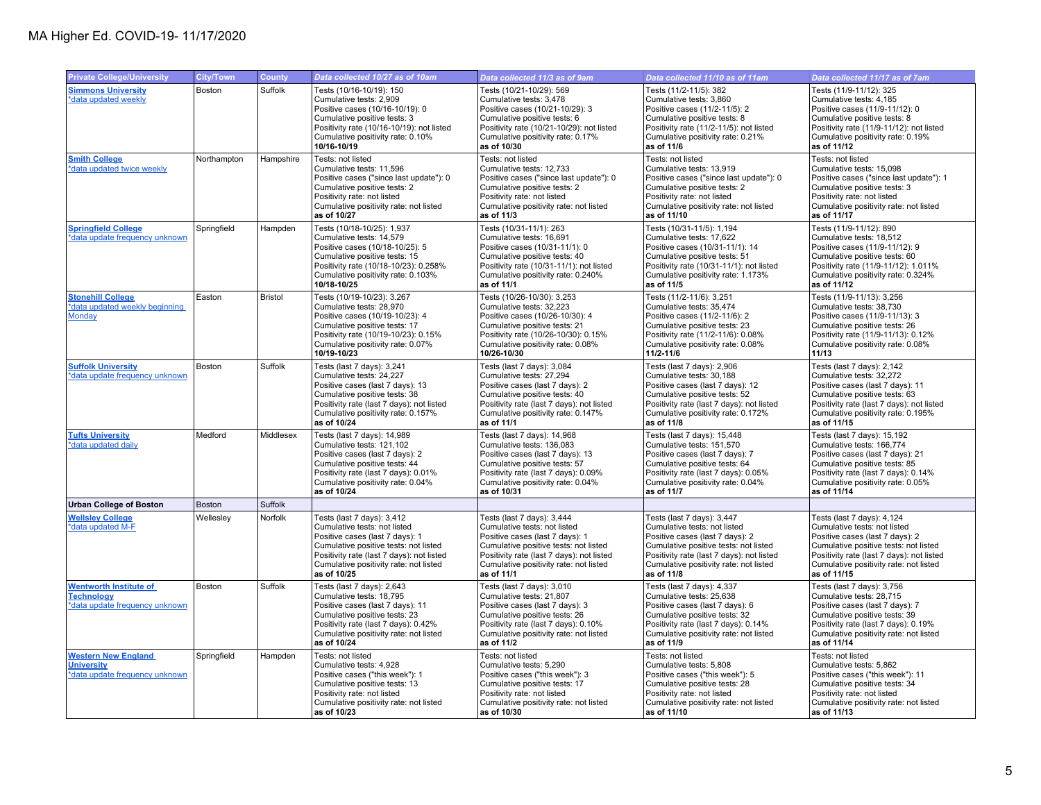# MA Higher Ed. COVID-19- 11/17/2020

| Private College/University | City/Town | County | Data collected 10/27 as of 10am | Data collected 11/3 as of 9am | Data collected 11/10 as of 11am | Data collected 11/17 as of 7am |
|---|---|---|---|---|---|---|
| **Simmons University**<br>*data updated weekly | Boston | Suffolk | Tests (10/16-10/19): 150<br>Cumulative tests: 2,909<br>Positive cases (10/16-10/19): 0<br>Cumulative positive tests: 3<br>Positivity rate (10/16-10/19): not listed<br>Cumulative positivity rate: 0.10%<br>**10/16-10/19** | Tests (10/21-10/29): 569<br>Cumulative tests: 3,478<br>Positive cases (10/21-10/29): 3<br>Cumulative positive tests: 6<br>Positivity rate (10/21-10/29): not listed<br>Cumulative positivity rate: 0.17%<br>**as of 10/30** | Tests (11/2-11/5): 382<br>Cumulative tests: 3,860<br>Positive cases (11/2-11/5): 2<br>Cumulative positive tests: 8<br>Positivity rate (11/2-11/5): not listed<br>Cumulative positivity rate: 0.21%<br>**as of 11/6** | Tests (11/9-11/12): 325<br>Cumulative tests: 4,185<br>Positive cases (11/9-11/12): 0<br>Cumulative positive tests: 8<br>Positivity rate (11/9-11/12): not listed<br>Cumulative positivity rate: 0.19%<br>**as of 11/12** |
| **Smith College**<br>*data updated twice weekly | Northampton | Hampshire | Tests: not listed<br>Cumulative tests: 11,596<br>Positive cases ("since last update"): 0<br>Cumulative positive tests: 2<br>Positivity rate: not listed<br>Cumulative positivity rate: not listed<br>**as of 10/27** | Tests: not listed<br>Cumulative tests: 12,733<br>Positive cases ("since last update"): 0<br>Cumulative positive tests: 2<br>Positivity rate: not listed<br>Cumulative positivity rate: not listed<br>**as of 11/3** | Tests: not listed<br>Cumulative tests: 13,919<br>Positive cases ("since last update"): 0<br>Cumulative positive tests: 2<br>Positivity rate: not listed<br>Cumulative positivity rate: not listed<br>**as of 11/10** | Tests: not listed<br>Cumulative tests: 15,098<br>Positive cases ("since last update"): 1<br>Cumulative positive tests: 3<br>Positivity rate: not listed<br>Cumulative positivity rate: not listed<br>**as of 11/17** |
| **Springfield College**<br>*data update frequency unknown | Springfield | Hampden | Tests (10/18-10/25): 1,937<br>Cumulative tests: 14,579<br>Positive cases (10/18-10/25): 5<br>Cumulative positive tests: 15<br>Positivity rate (10/18-10/23): 0.258%<br>Cumulative positivity rate: 0.103%<br>**10/18-10/25** | Tests (10/31-11/1): 263<br>Cumulative tests: 16,691<br>Positive cases (10/31-11/1): 0<br>Cumulative positive tests: 40<br>Positivity rate (10/31-11/1): not listed<br>Cumulative positivity rate: 0.240%<br>**as of 11/1** | Tests (10/31-11/5): 1,194<br>Cumulative tests: 17,622<br>Positive cases (10/31-11/1): 14<br>Cumulative positive tests: 51<br>Positivity rate (10/31-11/1): not listed<br>Cumulative positivity rate: 1.173%<br>**as of 11/5** | Tests (11/9-11/12): 890<br>Cumulative tests: 18,512<br>Positive cases (11/9-11/12): 9<br>Cumulative positive tests: 60<br>Positivity rate (11/9-11/12): 1.011%<br>Cumulative positivity rate: 0.324%<br>**as of 11/12** |
| **Stonehill College**<br>*data updated weekly beginning Monday | Easton | Bristol | Tests (10/19-10/23): 3,267<br>Cumulative tests: 28,970<br>Positive cases (10/19-10/23): 4<br>Cumulative positive tests: 17<br>Positivity rate (10/19-10/23): 0.15%<br>Cumulative positivity rate: 0.07%<br>**10/19-10/23** | Tests (10/26-10/30): 3,253<br>Cumulative tests: 32,223<br>Positive cases (10/26-10/30): 4<br>Cumulative positive tests: 21<br>Positivity rate (10/26-10/30): 0.15%<br>Cumulative positivity rate: 0.08%<br>**10/26-10/30** | Tests (11/2-11/6): 3,251<br>Cumulative tests: 35,474<br>Positive cases (11/2-11/6): 2<br>Cumulative positive tests: 23<br>Positivity rate (11/2-11/6): 0.08%<br>Cumulative positivity rate: 0.08%<br>**11/2-11/6** | Tests (11/9-11/13): 3,256<br>Cumulative tests: 38,730<br>Positive cases (11/9-11/13): 3<br>Cumulative positive tests: 26<br>Positivity rate (11/9-11/13): 0.12%<br>Cumulative positivity rate: 0.08%<br>**11/13** |
| **Suffolk University**<br>*data update frequency unknown | Boston | Suffolk | Tests (last 7 days): 3,241<br>Cumulative tests: 24,227<br>Positive cases (last 7 days): 13<br>Cumulative positive tests: 38<br>Positivity rate (last 7 days): not listed<br>Cumulative positivity rate: 0.157%<br>**as of 10/24** | Tests (last 7 days): 3,084<br>Cumulative tests: 27,294<br>Positive cases (last 7 days): 2<br>Cumulative positive tests: 40<br>Positivity rate (last 7 days): not listed<br>Cumulative positivity rate: 0.147%<br>**as of 11/1** | Tests (last 7 days): 2,906<br>Cumulative tests: 30,188<br>Positive cases (last 7 days): 12<br>Cumulative positive tests: 52<br>Positivity rate (last 7 days): not listed<br>Cumulative positivity rate: 0.172%<br>**as of 11/8** | Tests (last 7 days): 2,142<br>Cumulative tests: 32,272<br>Positive cases (last 7 days): 11<br>Cumulative positive tests: 63<br>Positivity rate (last 7 days): not listed<br>Cumulative positivity rate: 0.195%<br>**as of 11/15** |
| **Tufts University**<br>*data updated daily | Medford | Middlesex | Tests (last 7 days): 14,989<br>Cumulative tests: 121,102<br>Positive cases (last 7 days): 2<br>Cumulative positive tests: 44<br>Positivity rate (last 7 days): 0.01%<br>Cumulative positivity rate: 0.04%<br>**as of 10/24** | Tests (last 7 days): 14,968<br>Cumulative tests: 136,083<br>Positive cases (last 7 days): 13<br>Cumulative positive tests: 57<br>Positivity rate (last 7 days): 0.09%<br>Cumulative positivity rate: 0.04%<br>**as of 10/31** | Tests (last 7 days): 15,448<br>Cumulative tests: 151,570<br>Positive cases (last 7 days): 7<br>Cumulative positive tests: 64<br>Positivity rate (last 7 days): 0.05%<br>Cumulative positivity rate: 0.04%<br>**as of 11/7** | Tests (last 7 days): 15,192<br>Cumulative tests: 166,774<br>Positive cases (last 7 days): 21<br>Cumulative positive tests: 85<br>Positivity rate (last 7 days): 0.14%<br>Cumulative positivity rate: 0.05%<br>**as of 11/14** |
| **Urban College of Boston** | Boston | Suffolk | | | | |
| **Wellsley College**<br>*data updated M-F | Wellesley | Norfolk | Tests (last 7 days): 3,412<br>Cumulative tests: not listed<br>Positive cases (last 7 days): 1<br>Cumulative positive tests: not listed<br>Positivity rate (last 7 days): not listed<br>Cumulative positivity rate: not listed<br>**as of 10/25** | Tests (last 7 days): 3,444<br>Cumulative tests: not listed<br>Positive cases (last 7 days): 1<br>Cumulative positive tests: not listed<br>Positivity rate (last 7 days): not listed<br>Cumulative positivity rate: not listed<br>**as of 11/1** | Tests (last 7 days): 3,447<br>Cumulative tests: not listed<br>Positive cases (last 7 days): 2<br>Cumulative positive tests: not listed<br>Positivity rate (last 7 days): not listed<br>Cumulative positivity rate: not listed<br>**as of 11/8** | Tests (last 7 days): 4,124<br>Cumulative tests: not listed<br>Positive cases (last 7 days): 2<br>Cumulative positive tests: not listed<br>Positivity rate (last 7 days): not listed<br>Cumulative positivity rate: not listed<br>**as of 11/15** |
| **Wentworth Institute of Technology**<br>*data update frequency unknown | Boston | Suffolk | Tests (last 7 days): 2,643<br>Cumulative tests: 18,795<br>Positive cases (last 7 days): 11<br>Cumulative positive tests: 23<br>Positivity rate (last 7 days): 0.42%<br>Cumulative positivity rate: not listed<br>**as of 10/24** | Tests (last 7 days): 3,010<br>Cumulative tests: 21,807<br>Positive cases (last 7 days): 3<br>Cumulative positive tests: 26<br>Positivity rate (last 7 days): 0.10%<br>Cumulative positivity rate: not listed<br>**as of 11/2** | Tests (last 7 days): 4,337<br>Cumulative tests: 25,638<br>Positive cases (last 7 days): 6<br>Cumulative positive tests: 32<br>Positivity rate (last 7 days): 0.14%<br>Cumulative positivity rate: not listed<br>**as of 11/9** | Tests (last 7 days): 3,756<br>Cumulative tests: 28,715<br>Positive cases (last 7 days): 7<br>Cumulative positive tests: 39<br>Positivity rate (last 7 days): 0.19%<br>Cumulative positivity rate: not listed<br>**as of 11/14** |
| **Western New England University**<br>*data update frequency unknown | Springfield | Hampden | Tests: not listed<br>Cumulative tests: 4,928<br>Positive cases ("this week"): 1<br>Cumulative positive tests: 13<br>Positivity rate: not listed<br>Cumulative positivity rate: not listed<br>**as of 10/23** | Tests: not listed<br>Cumulative tests: 5,290<br>Positive cases ("this week"): 3<br>Cumulative positive tests: 17<br>Positivity rate: not listed<br>Cumulative positivity rate: not listed<br>**as of 10/30** | Tests: not listed<br>Cumulative tests: 5,808<br>Positive cases ("this week"): 5<br>Cumulative positive tests: 28<br>Positivity rate: not listed<br>Cumulative positivity rate: not listed<br>**as of 11/10** | Tests: not listed<br>Cumulative tests: 5,862<br>Positive cases ("this week"): 11<br>Cumulative positive tests: 34<br>Positivity rate: not listed<br>Cumulative positivity rate: not listed<br>**as of 11/13** |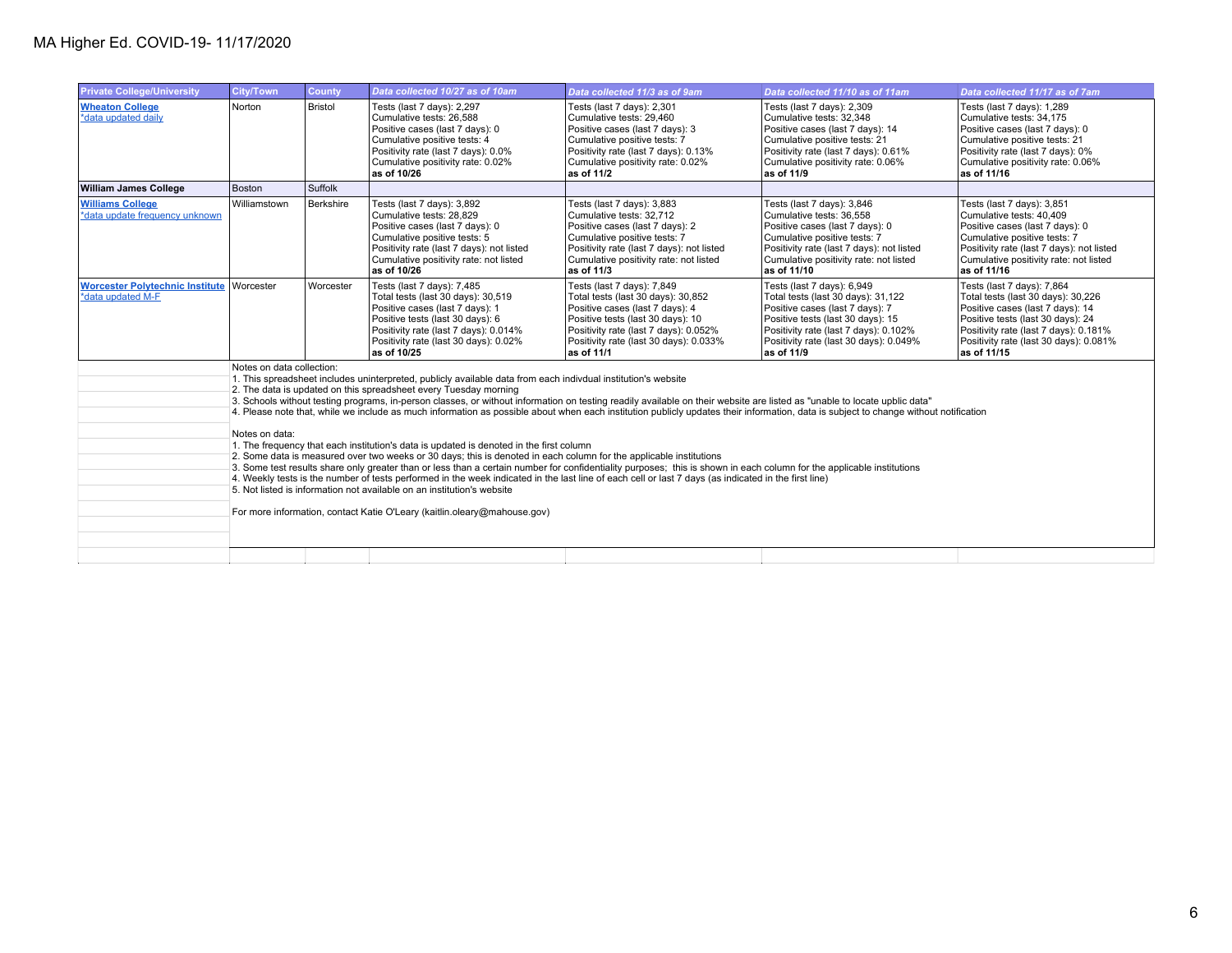MA Higher Ed. COVID-19- 11/17/2020

| Private College/University | City/Town | County | Data collected 10/27 as of 10am | Data collected 11/3 as of 9am | Data collected 11/10 as of 11am | Data collected 11/17 as of 7am |
|---|---|---|---|---|---|---|
| **Wheaton College**<br>*data updated daily | Norton | Bristol | Tests (last 7 days): 2,297<br>Cumulative tests: 26,588<br>Positive cases (last 7 days): 0<br>Cumulative positive tests: 4<br>Positivity rate (last 7 days): 0.0%<br>Cumulative positivity rate: 0.02%<br>**as of 10/26** | Tests (last 7 days): 2,301<br>Cumulative tests: 29,460<br>Positive cases (last 7 days): 3<br>Cumulative positive tests: 7<br>Positivity rate (last 7 days): 0.13%<br>Cumulative positivity rate: 0.02%<br>**as of 11/2** | Tests (last 7 days): 2,309<br>Cumulative tests: 32,348<br>Positive cases (last 7 days): 14<br>Cumulative positive tests: 21<br>Positivity rate (last 7 days): 0.61%<br>Cumulative positivity rate: 0.06%<br>**as of 11/9** | Tests (last 7 days): 1,289<br>Cumulative tests: 34,175<br>Positive cases (last 7 days): 0<br>Cumulative positive tests: 21<br>Positivity rate (last 7 days): 0%<br>Cumulative positivity rate: 0.06%<br>**as of 11/16** |
| **William James College** | Boston | Suffolk | | | | |
| **Williams College**<br>*data update frequency unknown | Williamstown | Berkshire | Tests (last 7 days): 3,892<br>Cumulative tests: 28,829<br>Positive cases (last 7 days): 0<br>Cumulative positive tests: 5<br>Positivity rate (last 7 days): not listed<br>Cumulative positivity rate: not listed<br>**as of 10/26** | Tests (last 7 days): 3,883<br>Cumulative tests: 32,712<br>Positive cases (last 7 days): 2<br>Cumulative positive tests: 7<br>Positivity rate (last 7 days): not listed<br>Cumulative positivity rate: not listed<br>**as of 11/3** | Tests (last 7 days): 3,846<br>Cumulative tests: 36,558<br>Positive cases (last 7 days): 0<br>Cumulative positive tests: 7<br>Positivity rate (last 7 days): not listed<br>Cumulative positivity rate: not listed<br>**as of 11/10** | Tests (last 7 days): 3,851<br>Cumulative tests: 40,409<br>Positive cases (last 7 days): 0<br>Cumulative positive tests: 7<br>Positivity rate (last 7 days): not listed<br>Cumulative positivity rate: not listed<br>**as of 11/16** |
| **Worcester Polytechnic Institute**<br>*data updated M-F | Worcester | Worcester | Tests (last 7 days): 7,485<br>Total tests (last 30 days): 30,519<br>Positive cases (last 7 days): 1<br>Positive tests (last 30 days): 6<br>Positivity rate (last 7 days): 0.014%<br>Positivity rate (last 30 days): 0.02%<br>**as of 10/25** | Tests (last 7 days): 7,849<br>Total tests (last 30 days): 30,852<br>Positive cases (last 7 days): 4<br>Positive tests (last 30 days): 10<br>Positivity rate (last 7 days): 0.052%<br>Positivity rate (last 30 days): 0.033%<br>**as of 11/1** | Tests (last 7 days): 6,949<br>Total tests (last 30 days): 31,122<br>Positive cases (last 7 days): 7<br>Positive tests (last 30 days): 15<br>Positivity rate (last 7 days): 0.102%<br>Positivity rate (last 30 days): 0.049%<br>**as of 11/9** | Tests (last 7 days): 7,864<br>Total tests (last 30 days): 30,226<br>Positive cases (last 7 days): 14<br>Positive tests (last 30 days): 24<br>Positivity rate (last 7 days): 0.181%<br>Positivity rate (last 30 days): 0.081%<br>**as of 11/15** |

Notes on data collection:
1. This spreadsheet includes uninterpreted, publicly available data from each indivdual institution's website
2. The data is updated on this spreadsheet every Tuesday morning
3. Schools without testing programs, in-person classes, or without information on testing readily available on their website are listed as "unable to locate upblic data"
4. Please note that, while we include as much information as possible about when each institution publicly updates their information, data is subject to change without notification

Notes on data:
1. The frequency that each institution's data is updated is denoted in the first column
2. Some data is measured over two weeks or 30 days; this is denoted in each column for the applicable institutions
3. Some test results share only greater than or less than a certain number for confidentiality purposes; this is shown in each column for the applicable institutions
4. Weekly tests is the number of tests performed in the week indicated in the last line of each cell or last 7 days (as indicated in the first line)
5. Not listed is information not available on an institution's website

For more information, contact Katie O'Leary (kaitlin.oleary@mahouse.gov)